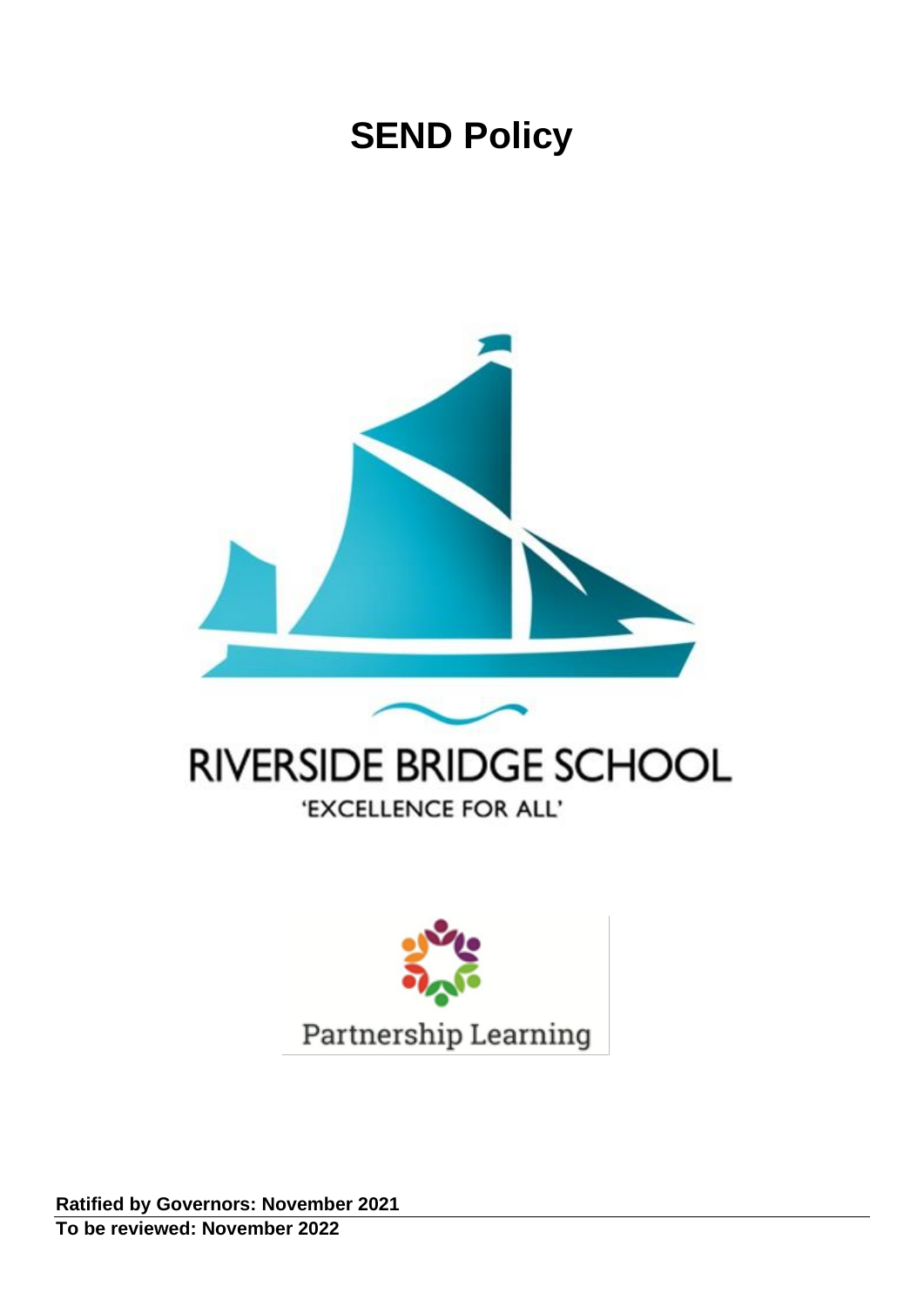# SEND Policy

RIVERSIDE BRIDGE SCHOOL

'EXCELLENCE FOR ALL'

Partnership Learning

**Ratified by Governors: November 2021**

**To be reviewed: November 2022**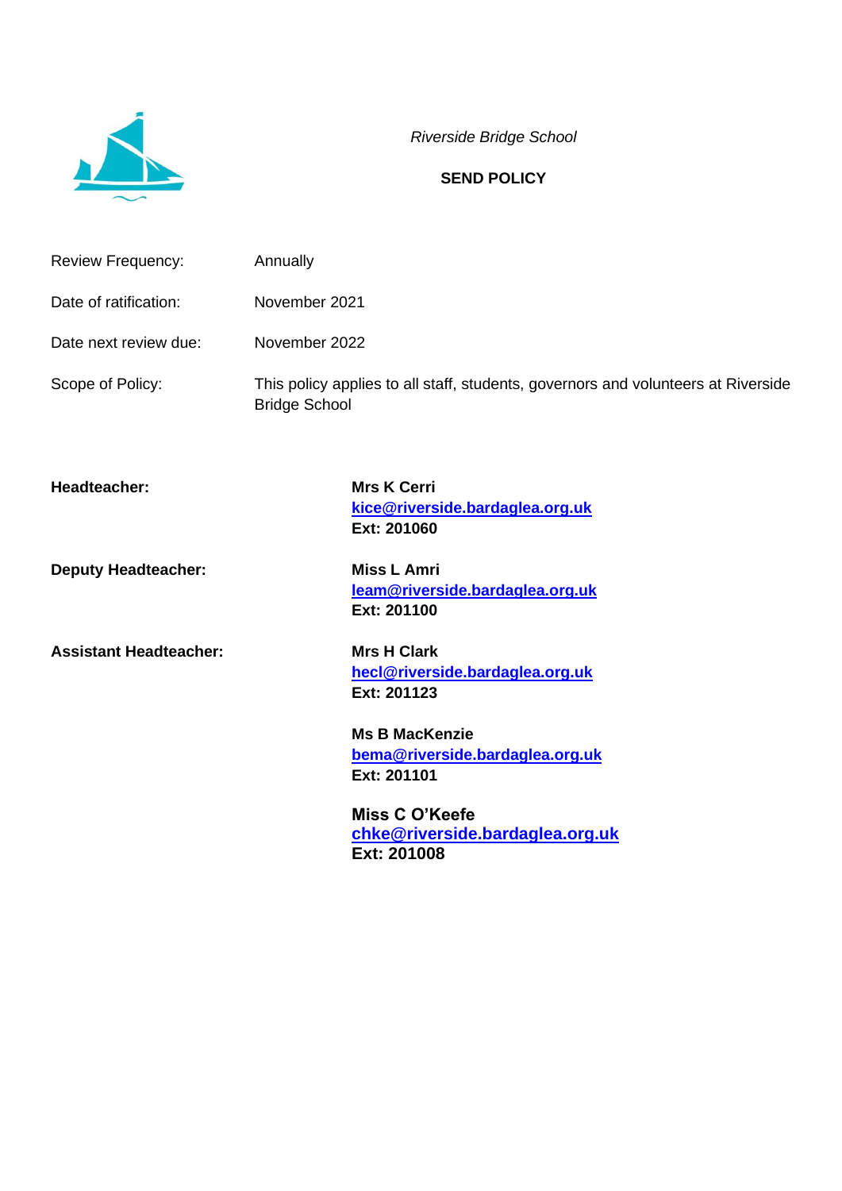*Riverside Bridge School*

**SEND POLICY**

| | |
|---|---|
| Review Frequency: | Annually |
| Date of ratification: | November 2021 |
| Date next review due: | November 2022 |
| Scope of Policy: | This policy applies to all staff, students, governors and volunteers at Riverside Bridge School |

| | |
|---|---|
| **Headteacher:** | **Mrs K Cerri**<br>**kice@riverside.bardaglea.org.uk**<br>**Ext: 201060** |
| **Deputy Headteacher:** | **Miss L Amri**<br>**leam@riverside.bardaglea.org.uk**<br>**Ext: 201100** |
| **Assistant Headteacher:** | **Mrs H Clark**<br>**hecl@riverside.bardaglea.org.uk**<br>**Ext: 201123** |
| | **Ms B MacKenzie**<br>**bema@riverside.bardaglea.org.uk**<br>**Ext: 201101** |
| | **Miss C O'Keefe**<br>**chke@riverside.bardaglea.org.uk**<br>**Ext: 201008** |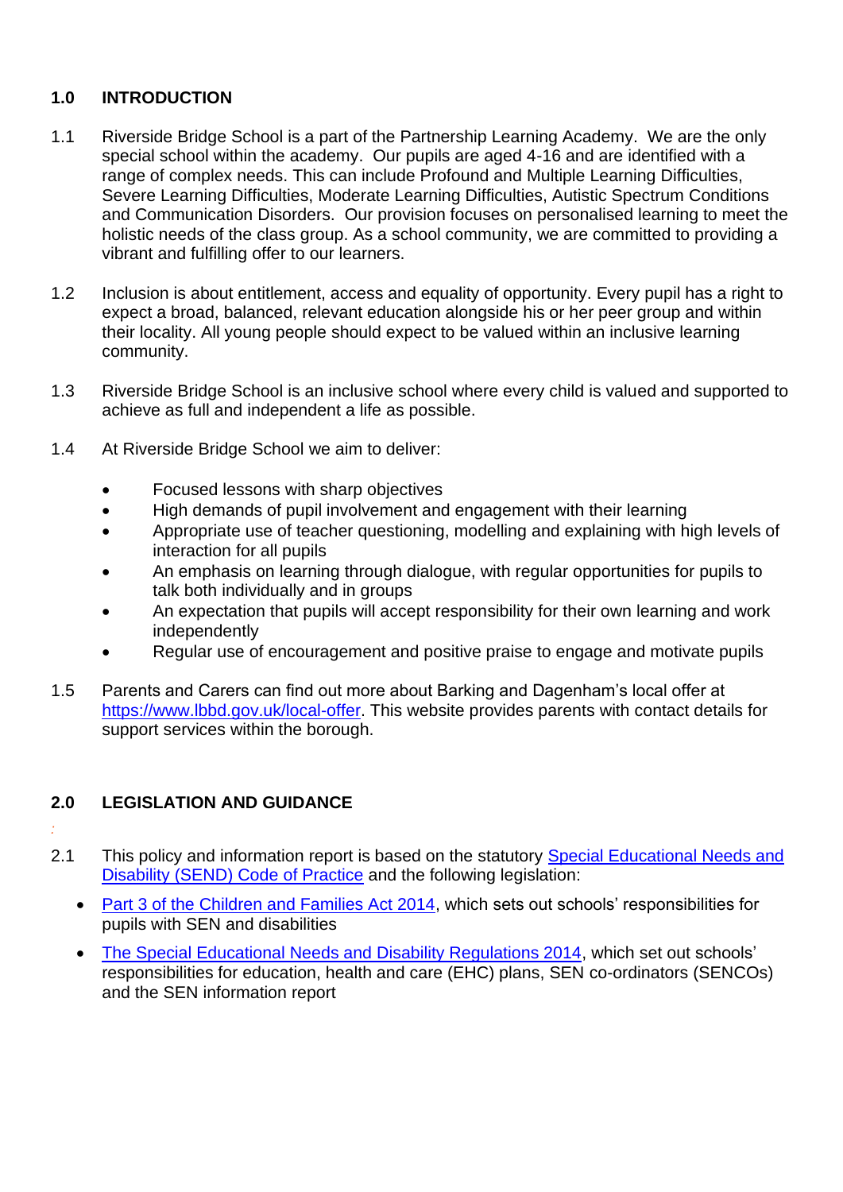## 1.0 INTRODUCTION

1.1 Riverside Bridge School is a part of the Partnership Learning Academy. We are the only special school within the academy. Our pupils are aged 4-16 and are identified with a range of complex needs. This can include Profound and Multiple Learning Difficulties, Severe Learning Difficulties, Moderate Learning Difficulties, Autistic Spectrum Conditions and Communication Disorders. Our provision focuses on personalised learning to meet the holistic needs of the class group. As a school community, we are committed to providing a vibrant and fulfilling offer to our learners.

1.2 Inclusion is about entitlement, access and equality of opportunity. Every pupil has a right to expect a broad, balanced, relevant education alongside his or her peer group and within their locality. All young people should expect to be valued within an inclusive learning community.

1.3 Riverside Bridge School is an inclusive school where every child is valued and supported to achieve as full and independent a life as possible.

1.4 At Riverside Bridge School we aim to deliver:

- Focused lessons with sharp objectives
- High demands of pupil involvement and engagement with their learning
- Appropriate use of teacher questioning, modelling and explaining with high levels of interaction for all pupils
- An emphasis on learning through dialogue, with regular opportunities for pupils to talk both individually and in groups
- An expectation that pupils will accept responsibility for their own learning and work independently
- Regular use of encouragement and positive praise to engage and motivate pupils

1.5 Parents and Carers can find out more about Barking and Dagenham's local offer at [https://www.lbbd.gov.uk/local-offer](https://www.lbbd.gov.uk/local-offer). This website provides parents with contact details for support services within the borough.

## 2.0 LEGISLATION AND GUIDANCE

2.1 This policy and information report is based on the statutory Special Educational Needs and Disability (SEND) Code of Practice and the following legislation:

- Part 3 of the Children and Families Act 2014, which sets out schools' responsibilities for pupils with SEN and disabilities
- The Special Educational Needs and Disability Regulations 2014, which set out schools' responsibilities for education, health and care (EHC) plans, SEN co-ordinators (SENCOs) and the SEN information report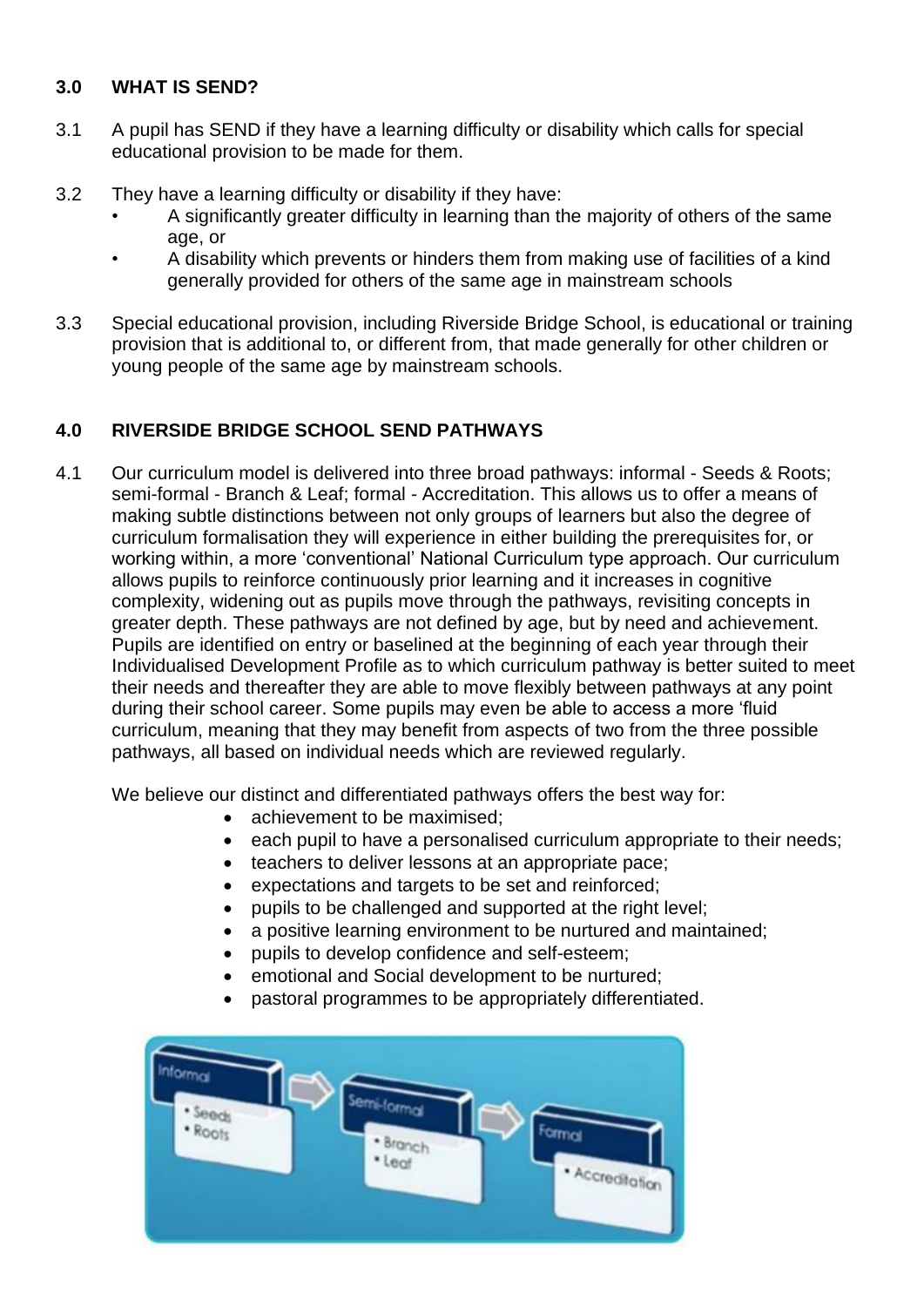## 3.0 WHAT IS SEND?

3.1 A pupil has SEND if they have a learning difficulty or disability which calls for special educational provision to be made for them.

3.2 They have a learning difficulty or disability if they have:

- A significantly greater difficulty in learning than the majority of others of the same age, or
- A disability which prevents or hinders them from making use of facilities of a kind generally provided for others of the same age in mainstream schools

3.3 Special educational provision, including Riverside Bridge School, is educational or training provision that is additional to, or different from, that made generally for other children or young people of the same age by mainstream schools.

## 4.0 RIVERSIDE BRIDGE SCHOOL SEND PATHWAYS

4.1 Our curriculum model is delivered into three broad pathways: informal - Seeds & Roots; semi-formal - Branch & Leaf; formal - Accreditation. This allows us to offer a means of making subtle distinctions between not only groups of learners but also the degree of curriculum formalisation they will experience in either building the prerequisites for, or working within, a more 'conventional' National Curriculum type approach. Our curriculum allows pupils to reinforce continuously prior learning and it increases in cognitive complexity, widening out as pupils move through the pathways, revisiting concepts in greater depth. These pathways are not defined by age, but by need and achievement. Pupils are identified on entry or baselined at the beginning of each year through their Individualised Development Profile as to which curriculum pathway is better suited to meet their needs and thereafter they are able to move flexibly between pathways at any point during their school career. Some pupils may even be able to access a more 'fluid curriculum, meaning that they may benefit from aspects of two from the three possible pathways, all based on individual needs which are reviewed regularly.

We believe our distinct and differentiated pathways offers the best way for:

- achievement to be maximised;
- each pupil to have a personalised curriculum appropriate to their needs;
- teachers to deliver lessons at an appropriate pace;
- expectations and targets to be set and reinforced;
- pupils to be challenged and supported at the right level;
- a positive learning environment to be nurtured and maintained;
- pupils to develop confidence and self-esteem;
- emotional and Social development to be nurtured;
- pastoral programmes to be appropriately differentiated.

Informal
- Seeds
- Roots

Semi-formal
- Branch
- Leaf

Formal
- Accreditation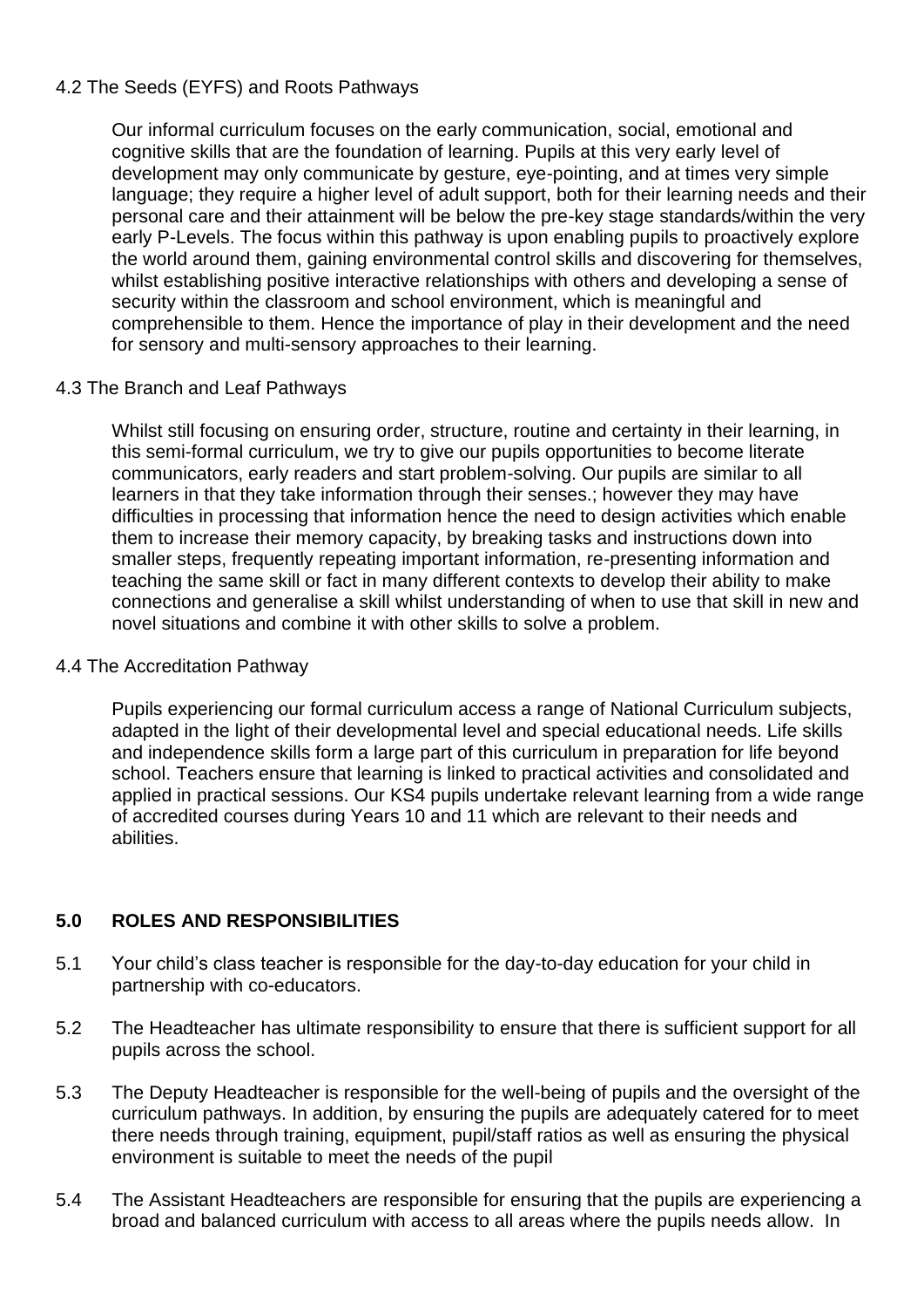### 4.2 The Seeds (EYFS) and Roots Pathways

Our informal curriculum focuses on the early communication, social, emotional and cognitive skills that are the foundation of learning. Pupils at this very early level of development may only communicate by gesture, eye-pointing, and at times very simple language; they require a higher level of adult support, both for their learning needs and their personal care and their attainment will be below the pre-key stage standards/within the very early P-Levels. The focus within this pathway is upon enabling pupils to proactively explore the world around them, gaining environmental control skills and discovering for themselves, whilst establishing positive interactive relationships with others and developing a sense of security within the classroom and school environment, which is meaningful and comprehensible to them. Hence the importance of play in their development and the need for sensory and multi-sensory approaches to their learning.

### 4.3 The Branch and Leaf Pathways

Whilst still focusing on ensuring order, structure, routine and certainty in their learning, in this semi-formal curriculum, we try to give our pupils opportunities to become literate communicators, early readers and start problem-solving. Our pupils are similar to all learners in that they take information through their senses.; however they may have difficulties in processing that information hence the need to design activities which enable them to increase their memory capacity, by breaking tasks and instructions down into smaller steps, frequently repeating important information, re-presenting information and teaching the same skill or fact in many different contexts to develop their ability to make connections and generalise a skill whilst understanding of when to use that skill in new and novel situations and combine it with other skills to solve a problem.

### 4.4 The Accreditation Pathway

Pupils experiencing our formal curriculum access a range of National Curriculum subjects, adapted in the light of their developmental level and special educational needs. Life skills and independence skills form a large part of this curriculum in preparation for life beyond school. Teachers ensure that learning is linked to practical activities and consolidated and applied in practical sessions. Our KS4 pupils undertake relevant learning from a wide range of accredited courses during Years 10 and 11 which are relevant to their needs and abilities.

## 5.0 ROLES AND RESPONSIBILITIES

5.1 Your child's class teacher is responsible for the day-to-day education for your child in partnership with co-educators.

5.2 The Headteacher has ultimate responsibility to ensure that there is sufficient support for all pupils across the school.

5.3 The Deputy Headteacher is responsible for the well-being of pupils and the oversight of the curriculum pathways. In addition, by ensuring the pupils are adequately catered for to meet there needs through training, equipment, pupil/staff ratios as well as ensuring the physical environment is suitable to meet the needs of the pupil

5.4 The Assistant Headteachers are responsible for ensuring that the pupils are experiencing a broad and balanced curriculum with access to all areas where the pupils needs allow. In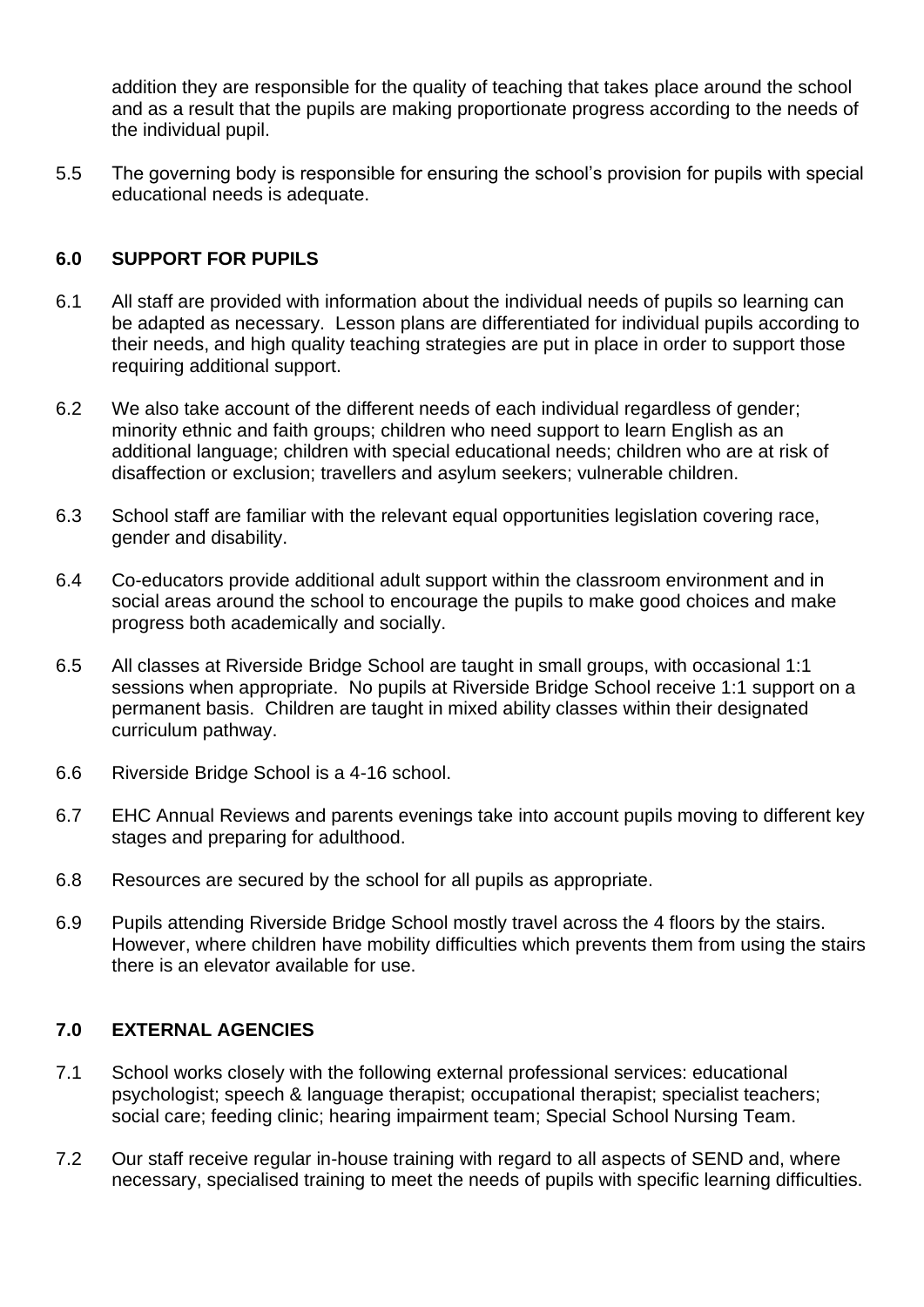addition they are responsible for the quality of teaching that takes place around the school and as a result that the pupils are making proportionate progress according to the needs of the individual pupil.

5.5 The governing body is responsible for ensuring the school's provision for pupils with special educational needs is adequate.

## 6.0 SUPPORT FOR PUPILS

6.1 All staff are provided with information about the individual needs of pupils so learning can be adapted as necessary. Lesson plans are differentiated for individual pupils according to their needs, and high quality teaching strategies are put in place in order to support those requiring additional support.

6.2 We also take account of the different needs of each individual regardless of gender; minority ethnic and faith groups; children who need support to learn English as an additional language; children with special educational needs; children who are at risk of disaffection or exclusion; travellers and asylum seekers; vulnerable children.

6.3 School staff are familiar with the relevant equal opportunities legislation covering race, gender and disability.

6.4 Co-educators provide additional adult support within the classroom environment and in social areas around the school to encourage the pupils to make good choices and make progress both academically and socially.

6.5 All classes at Riverside Bridge School are taught in small groups, with occasional 1:1 sessions when appropriate. No pupils at Riverside Bridge School receive 1:1 support on a permanent basis. Children are taught in mixed ability classes within their designated curriculum pathway.

6.6 Riverside Bridge School is a 4-16 school.

6.7 EHC Annual Reviews and parents evenings take into account pupils moving to different key stages and preparing for adulthood.

6.8 Resources are secured by the school for all pupils as appropriate.

6.9 Pupils attending Riverside Bridge School mostly travel across the 4 floors by the stairs. However, where children have mobility difficulties which prevents them from using the stairs there is an elevator available for use.

## 7.0 EXTERNAL AGENCIES

7.1 School works closely with the following external professional services: educational psychologist; speech & language therapist; occupational therapist; specialist teachers; social care; feeding clinic; hearing impairment team; Special School Nursing Team.

7.2 Our staff receive regular in-house training with regard to all aspects of SEND and, where necessary, specialised training to meet the needs of pupils with specific learning difficulties.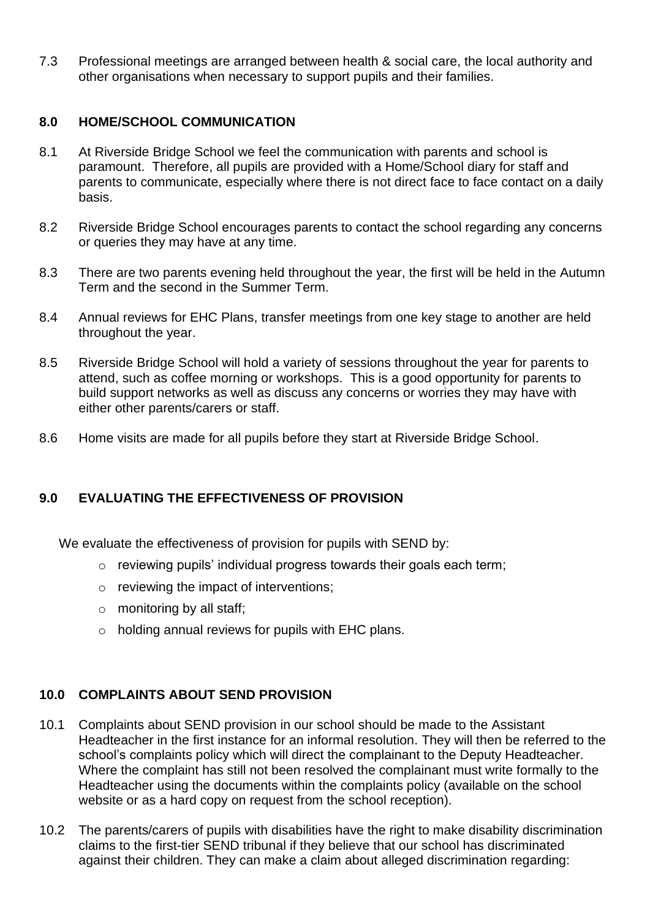7.3 Professional meetings are arranged between health & social care, the local authority and other organisations when necessary to support pupils and their families.

## 8.0 HOME/SCHOOL COMMUNICATION

8.1 At Riverside Bridge School we feel the communication with parents and school is paramount. Therefore, all pupils are provided with a Home/School diary for staff and parents to communicate, especially where there is not direct face to face contact on a daily basis.

8.2 Riverside Bridge School encourages parents to contact the school regarding any concerns or queries they may have at any time.

8.3 There are two parents evening held throughout the year, the first will be held in the Autumn Term and the second in the Summer Term.

8.4 Annual reviews for EHC Plans, transfer meetings from one key stage to another are held throughout the year.

8.5 Riverside Bridge School will hold a variety of sessions throughout the year for parents to attend, such as coffee morning or workshops. This is a good opportunity for parents to build support networks as well as discuss any concerns or worries they may have with either other parents/carers or staff.

8.6 Home visits are made for all pupils before they start at Riverside Bridge School.

## 9.0 EVALUATING THE EFFECTIVENESS OF PROVISION

We evaluate the effectiveness of provision for pupils with SEND by:

- reviewing pupils' individual progress towards their goals each term;
- reviewing the impact of interventions;
- monitoring by all staff;
- holding annual reviews for pupils with EHC plans.

## 10.0 COMPLAINTS ABOUT SEND PROVISION

10.1 Complaints about SEND provision in our school should be made to the Assistant Headteacher in the first instance for an informal resolution. They will then be referred to the school's complaints policy which will direct the complainant to the Deputy Headteacher. Where the complaint has still not been resolved the complainant must write formally to the Headteacher using the documents within the complaints policy (available on the school website or as a hard copy on request from the school reception).

10.2 The parents/carers of pupils with disabilities have the right to make disability discrimination claims to the first-tier SEND tribunal if they believe that our school has discriminated against their children. They can make a claim about alleged discrimination regarding: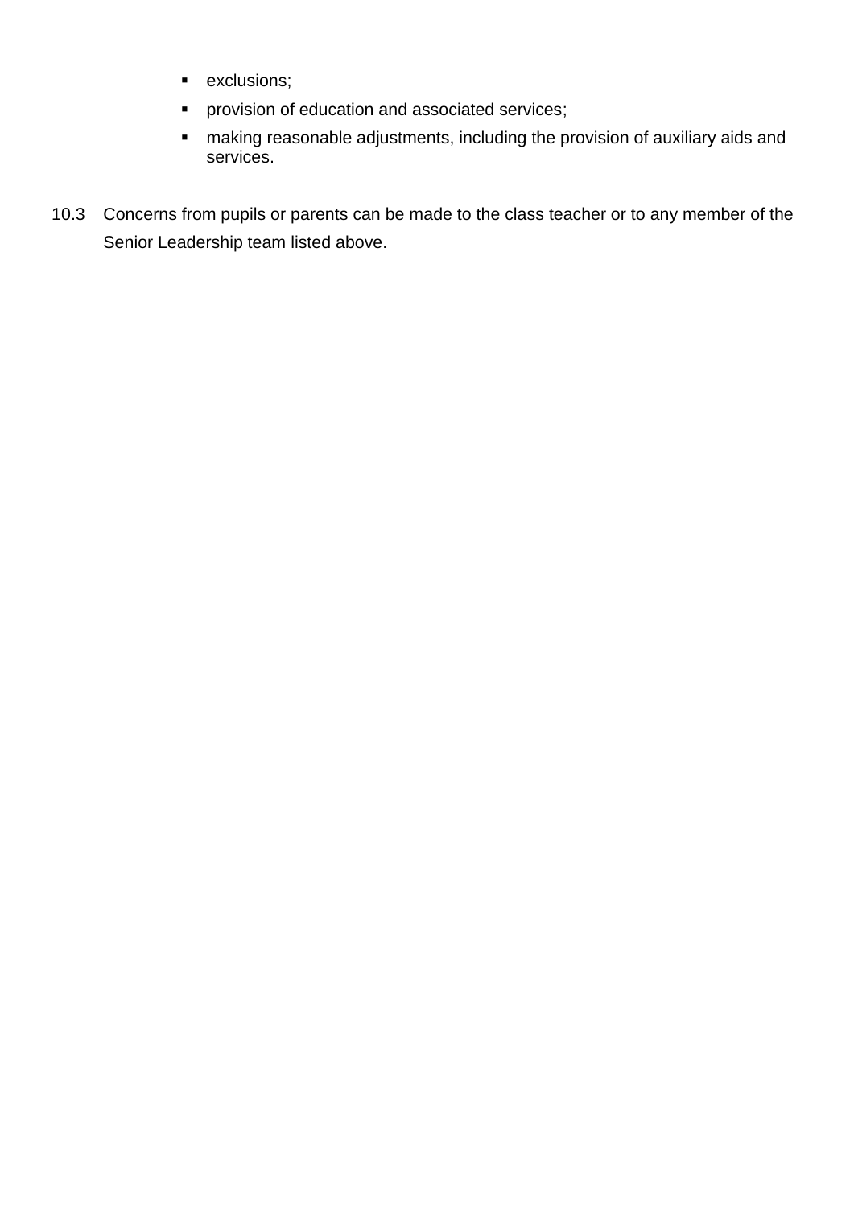- exclusions;
- provision of education and associated services;
- making reasonable adjustments, including the provision of auxiliary aids and services.

10.3 Concerns from pupils or parents can be made to the class teacher or to any member of the Senior Leadership team listed above.